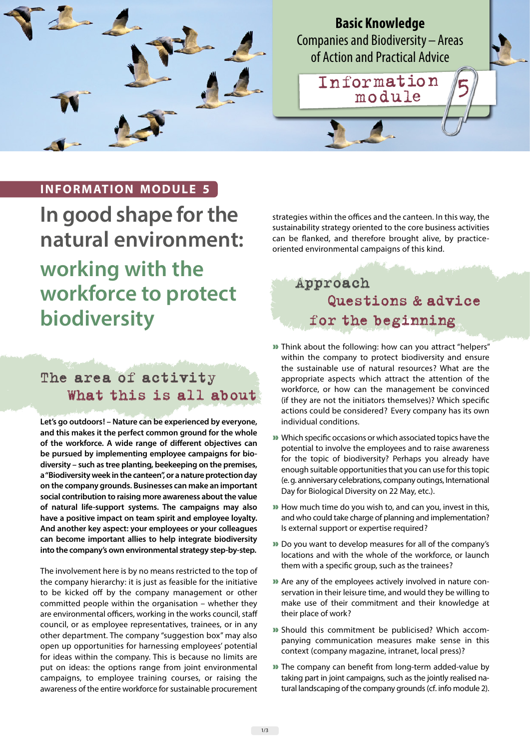Basic Knowledge
Companies and Biodiversity – Areas of Action and Practical Advice

Information module 5

INFORMATION MODULE 5

# In good shape for the natural environment:

## working with the workforce to protect biodiversity

### The area of activity
### What this is all about

**Let's go outdoors! – Nature can be experienced by everyone, and this makes it the perfect common ground for the whole of the workforce. A wide range of different objectives can be pursued by implementing employee campaigns for biodiversity – such as tree planting, beekeeping on the premises, a "Biodiversity week in the canteen", or a nature protection day on the company grounds. Businesses can make an important social contribution to raising more awareness about the value of natural life-support systems. The campaigns may also have a positive impact on team spirit and employee loyalty. And another key aspect: your employees or your colleagues can become important allies to help integrate biodiversity into the company's own environmental strategy step-by-step.**

The involvement here is by no means restricted to the top of the company hierarchy: it is just as feasible for the initiative to be kicked off by the company management or other committed people within the organisation – whether they are environmental officers, working in the works council, staff council, or as employee representatives, trainees, or in any other department. The company "suggestion box" may also open up opportunities for harnessing employees' potential for ideas within the company. This is because no limits are put on ideas: the options range from joint environmental campaigns, to employee training courses, or raising the awareness of the entire workforce for sustainable procurement strategies within the offices and the canteen. In this way, the sustainability strategy oriented to the core business activities can be flanked, and therefore brought alive, by practice-oriented environmental campaigns of this kind.

### Approach
### Questions & advice for the beginning

- Think about the following: how can you attract "helpers" within the company to protect biodiversity and ensure the sustainable use of natural resources? What are the appropriate aspects which attract the attention of the workforce, or how can the management be convinced (if they are not the initiators themselves)? Which specific actions could be considered? Every company has its own individual conditions.
- Which specific occasions or which associated topics have the potential to involve the employees and to raise awareness for the topic of biodiversity? Perhaps you already have enough suitable opportunities that you can use for this topic (e. g. anniversary celebrations, company outings, International Day for Biological Diversity on 22 May, etc.).
- How much time do you wish to, and can you, invest in this, and who could take charge of planning and implementation? Is external support or expertise required?
- Do you want to develop measures for all of the company's locations and with the whole of the workforce, or launch them with a specific group, such as the trainees?
- Are any of the employees actively involved in nature conservation in their leisure time, and would they be willing to make use of their commitment and their knowledge at their place of work?
- Should this commitment be publicised? Which accompanying communication measures make sense in this context (company magazine, intranet, local press)?
- The company can benefit from long-term added-value by taking part in joint campaigns, such as the jointly realised natural landscaping of the company grounds (cf. info module 2).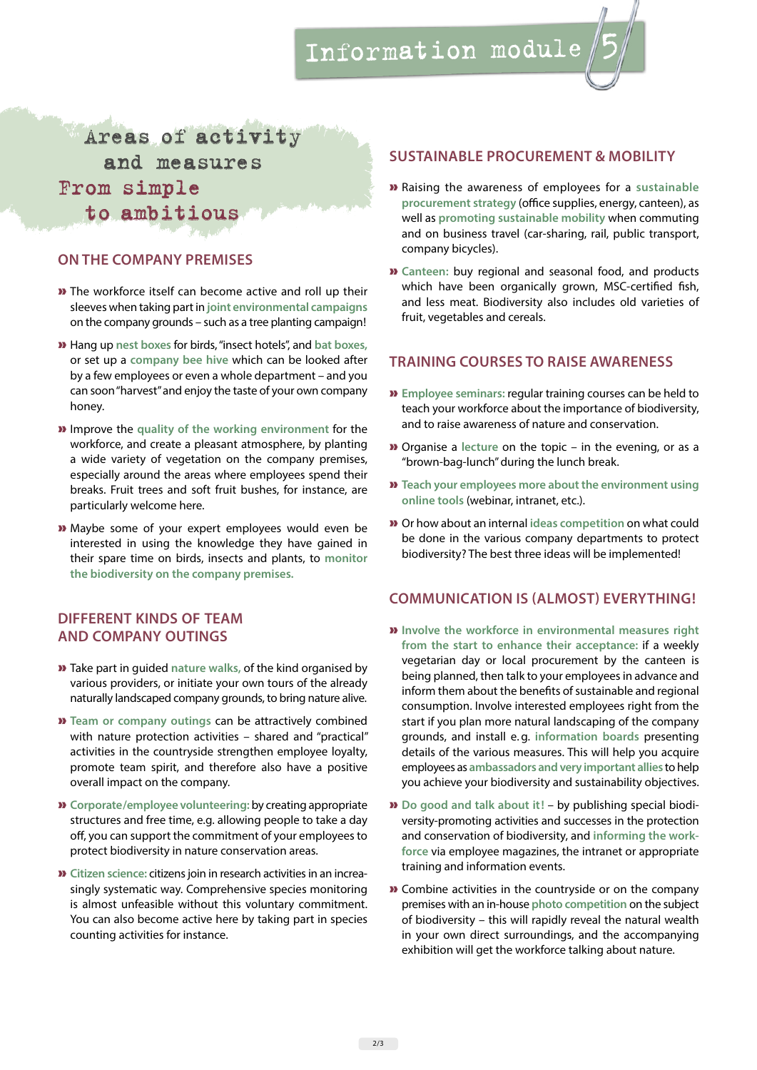# Areas of activity and measures From simple to ambitious

## ON THE COMPANY PREMISES

- The workforce itself can become active and roll up their sleeves when taking part in **joint environmental campaigns** on the company grounds – such as a tree planting campaign!
- Hang up **nest boxes** for birds, "insect hotels", and **bat boxes,** or set up a **company bee hive** which can be looked after by a few employees or even a whole department – and you can soon "harvest" and enjoy the taste of your own company honey.
- Improve the **quality of the working environment** for the workforce, and create a pleasant atmosphere, by planting a wide variety of vegetation on the company premises, especially around the areas where employees spend their breaks. Fruit trees and soft fruit bushes, for instance, are particularly welcome here.
- Maybe some of your expert employees would even be interested in using the knowledge they have gained in their spare time on birds, insects and plants, to **monitor the biodiversity on the company premises.**

## DIFFERENT KINDS OF TEAM AND COMPANY OUTINGS

- Take part in guided **nature walks,** of the kind organised by various providers, or initiate your own tours of the already naturally landscaped company grounds, to bring nature alive.
- **Team or company outings** can be attractively combined with nature protection activities – shared and "practical" activities in the countryside strengthen employee loyalty, promote team spirit, and therefore also have a positive overall impact on the company.
- **Corporate/employee volunteering:** by creating appropriate structures and free time, e.g. allowing people to take a day off, you can support the commitment of your employees to protect biodiversity in nature conservation areas.
- **Citizen science:** citizens join in research activities in an increasingly systematic way. Comprehensive species monitoring is almost unfeasible without this voluntary commitment. You can also become active here by taking part in species counting activities for instance.

## SUSTAINABLE PROCUREMENT & MOBILITY

- Raising the awareness of employees for a **sustainable procurement strategy** (office supplies, energy, canteen), as well as **promoting sustainable mobility** when commuting and on business travel (car-sharing, rail, public transport, company bicycles).
- **Canteen:** buy regional and seasonal food, and products which have been organically grown, MSC-certified fish, and less meat. Biodiversity also includes old varieties of fruit, vegetables and cereals.

## TRAINING COURSES TO RAISE AWARENESS

- **Employee seminars:** regular training courses can be held to teach your workforce about the importance of biodiversity, and to raise awareness of nature and conservation.
- Organise a **lecture** on the topic – in the evening, or as a "brown-bag-lunch" during the lunch break.
- **Teach your employees more about the environment using online tools** (webinar, intranet, etc.).
- Or how about an internal **ideas competition** on what could be done in the various company departments to protect biodiversity? The best three ideas will be implemented!

## COMMUNICATION IS (ALMOST) EVERYTHING!

- **Involve the workforce in environmental measures right from the start to enhance their acceptance:** if a weekly vegetarian day or local procurement by the canteen is being planned, then talk to your employees in advance and inform them about the benefits of sustainable and regional consumption. Involve interested employees right from the start if you plan more natural landscaping of the company grounds, and install e.g. **information boards** presenting details of the various measures. This will help you acquire employees as **ambassadors and very important allies** to help you achieve your biodiversity and sustainability objectives.
- **Do good and talk about it!** – by publishing special biodiversity-promoting activities and successes in the protection and conservation of biodiversity, and **informing the workforce** via employee magazines, the intranet or appropriate training and information events.
- Combine activities in the countryside or on the company premises with an in-house **photo competition** on the subject of biodiversity – this will rapidly reveal the natural wealth in your own direct surroundings, and the accompanying exhibition will get the workforce talking about nature.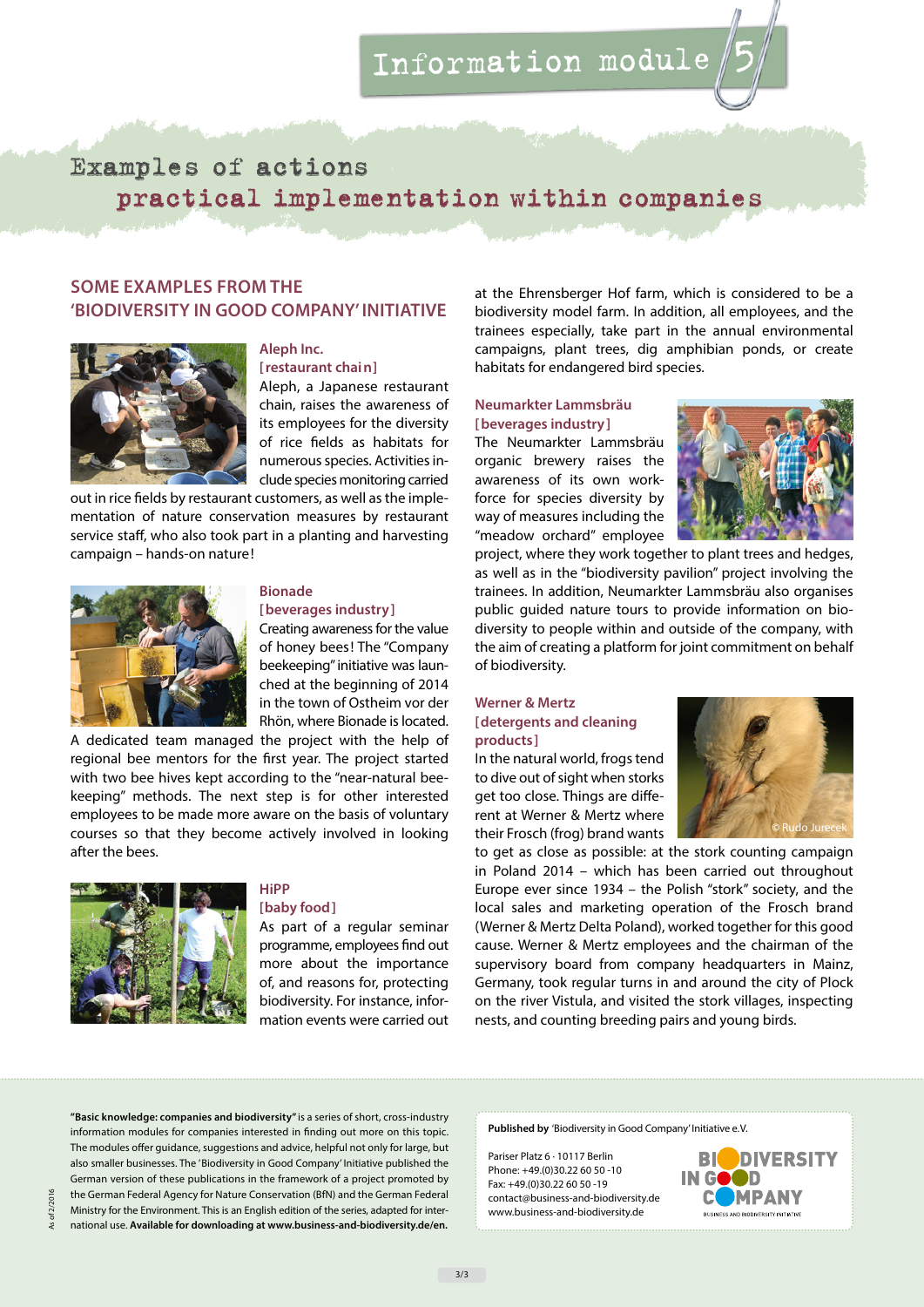# Information module 5

## Examples of actions
## practical implementation within companies

### SOME EXAMPLES FROM THE 'BIODIVERSITY IN GOOD COMPANY' INITIATIVE

**Aleph Inc.**
**[restaurant chain]**

Aleph, a Japanese restaurant chain, raises the awareness of its employees for the diversity of rice fields as habitats for numerous species. Activities include species monitoring carried out in rice fields by restaurant customers, as well as the implementation of nature conservation measures by restaurant service staff, who also took part in a planting and harvesting campaign – hands-on nature!

**Bionade**
**[beverages industry]**

Creating awareness for the value of honey bees! The "Company beekeeping" initiative was launched at the beginning of 2014 in the town of Ostheim vor der Rhön, where Bionade is located. A dedicated team managed the project with the help of regional bee mentors for the first year. The project started with two bee hives kept according to the "near-natural beekeeping" methods. The next step is for other interested employees to be made more aware on the basis of voluntary courses so that they become actively involved in looking after the bees.

**HiPP**
**[baby food]**

As part of a regular seminar programme, employees find out more about the importance of, and reasons for, protecting biodiversity. For instance, information events were carried out at the Ehrensberger Hof farm, which is considered to be a biodiversity model farm. In addition, all employees, and the trainees especially, take part in the annual environmental campaigns, plant trees, dig amphibian ponds, or create habitats for endangered bird species.

**Neumarkter Lammsbräu**
**[beverages industry]**

The Neumarkter Lammsbräu organic brewery raises the awareness of its own workforce for species diversity by way of measures including the "meadow orchard" employee project, where they work together to plant trees and hedges, as well as in the "biodiversity pavilion" project involving the trainees. In addition, Neumarkter Lammsbräu also organises public guided nature tours to provide information on biodiversity to people within and outside of the company, with the aim of creating a platform for joint commitment on behalf of biodiversity.

**Werner & Mertz**
**[detergents and cleaning products]**

In the natural world, frogs tend to dive out of sight when storks get too close. Things are different at Werner & Mertz where their Frosch (frog) brand wants to get as close as possible: at the stork counting campaign in Poland 2014 – which has been carried out throughout Europe ever since 1934 – the Polish "stork" society, and the local sales and marketing operation of the Frosch brand (Werner & Mertz Delta Poland), worked together for this good cause. Werner & Mertz employees and the chairman of the supervisory board from company headquarters in Mainz, Germany, took regular turns in and around the city of Plock on the river Vistula, and visited the stork villages, inspecting nests, and counting breeding pairs and young birds.

© Rudo Jurecek

---

**"Basic knowledge: companies and biodiversity"** is a series of short, cross-industry information modules for companies interested in finding out more on this topic. The modules offer guidance, suggestions and advice, helpful not only for large, but also smaller businesses. The 'Biodiversity in Good Company' Initiative published the German version of these publications in the framework of a project promoted by the German Federal Agency for Nature Conservation (BfN) and the German Federal Ministry for the Environment. This is an English edition of the series, adapted for international use. **Available for downloading at www.business-and-biodiversity.de/en.**

As of 2/2016

**Published by** 'Biodiversity in Good Company' Initiative e.V.

Pariser Platz 6 · 10117 Berlin
Phone: +49.(0)30.22 60 50 -10
Fax: +49.(0)30.22 60 50 -19
contact@business-and-biodiversity.de
www.business-and-biodiversity.de

BIODIVERSITY IN GOOD COMPANY
BUSINESS AND BIODIVERSITY INITIATIVE